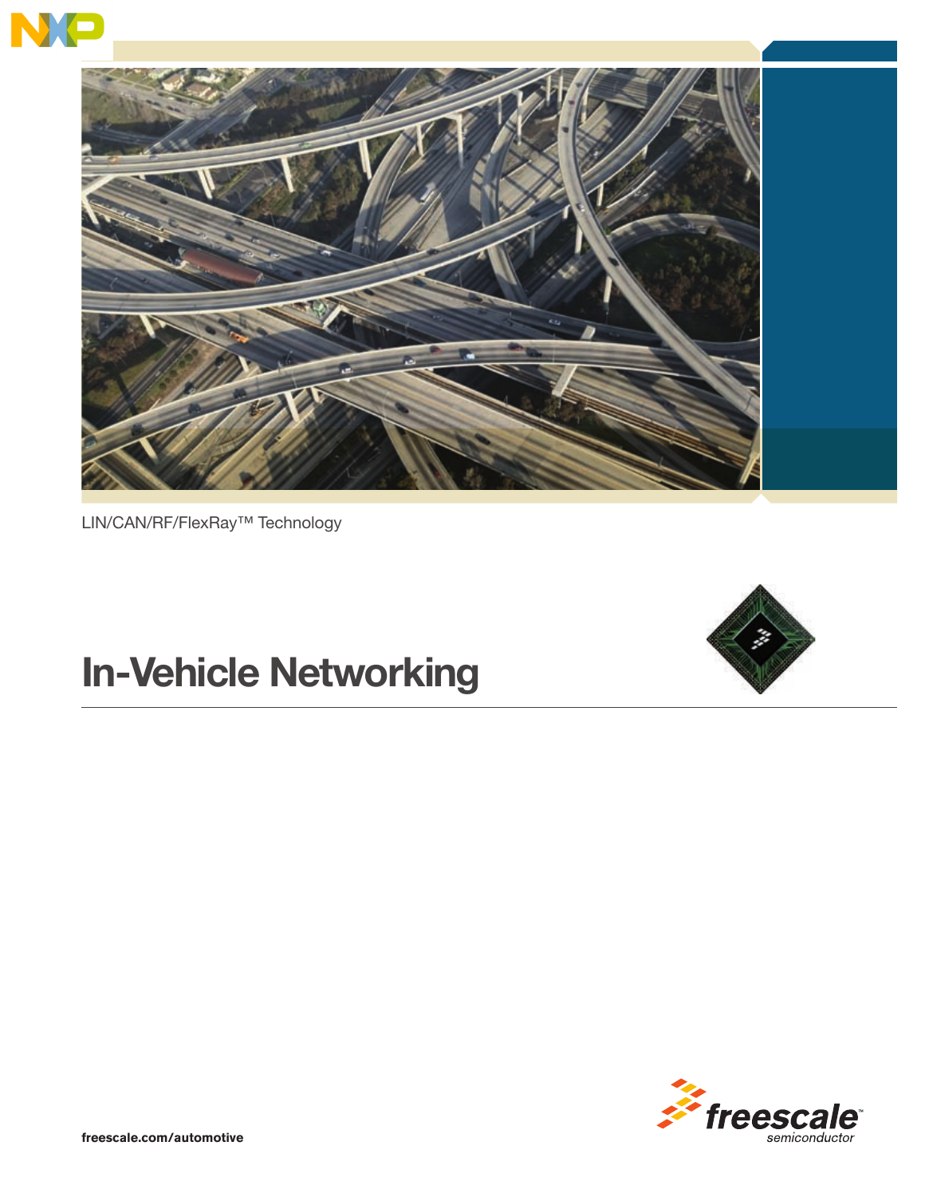LIN/CAN/RF/FlexRay™ Technology

# In-Vehicle Networking

freescale.com/automotive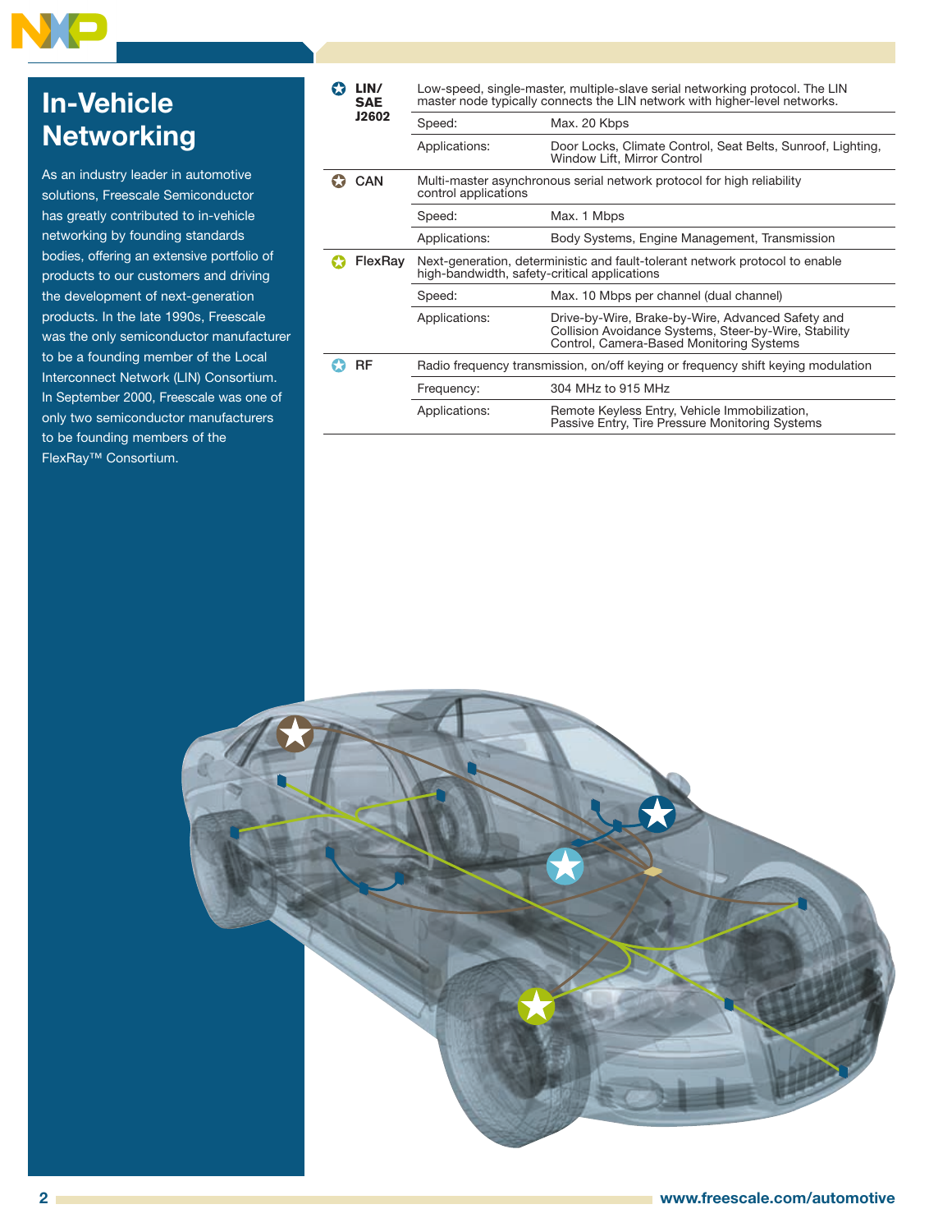# In-Vehicle Networking

As an industry leader in automotive solutions, Freescale Semiconductor has greatly contributed to in-vehicle networking by founding standards bodies, offering an extensive portfolio of products to our customers and driving the development of next-generation products. In the late 1990s, Freescale was the only semiconductor manufacturer to be a founding member of the Local Interconnect Network (LIN) Consortium. In September 2000, Freescale was one of only two semiconductor manufacturers to be founding members of the FlexRay™ Consortium.

| Protocol | | |
|---|---|---|
| **LIN/ SAE J2602** | Low-speed, single-master, multiple-slave serial networking protocol. The LIN master node typically connects the LIN network with higher-level networks. | |
| | Speed: | Max. 20 Kbps |
| | Applications: | Door Locks, Climate Control, Seat Belts, Sunroof, Lighting, Window Lift, Mirror Control |
| **CAN** | Multi-master asynchronous serial network protocol for high reliability control applications | |
| | Speed: | Max. 1 Mbps |
| | Applications: | Body Systems, Engine Management, Transmission |
| **FlexRay** | Next-generation, deterministic and fault-tolerant network protocol to enable high-bandwidth, safety-critical applications | |
| | Speed: | Max. 10 Mbps per channel (dual channel) |
| | Applications: | Drive-by-Wire, Brake-by-Wire, Advanced Safety and Collision Avoidance Systems, Steer-by-Wire, Stability Control, Camera-Based Monitoring Systems |
| **RF** | Radio frequency transmission, on/off keying or frequency shift keying modulation | |
| | Frequency: | 304 MHz to 915 MHz |
| | Applications: | Remote Keyless Entry, Vehicle Immobilization, Passive Entry, Tire Pressure Monitoring Systems |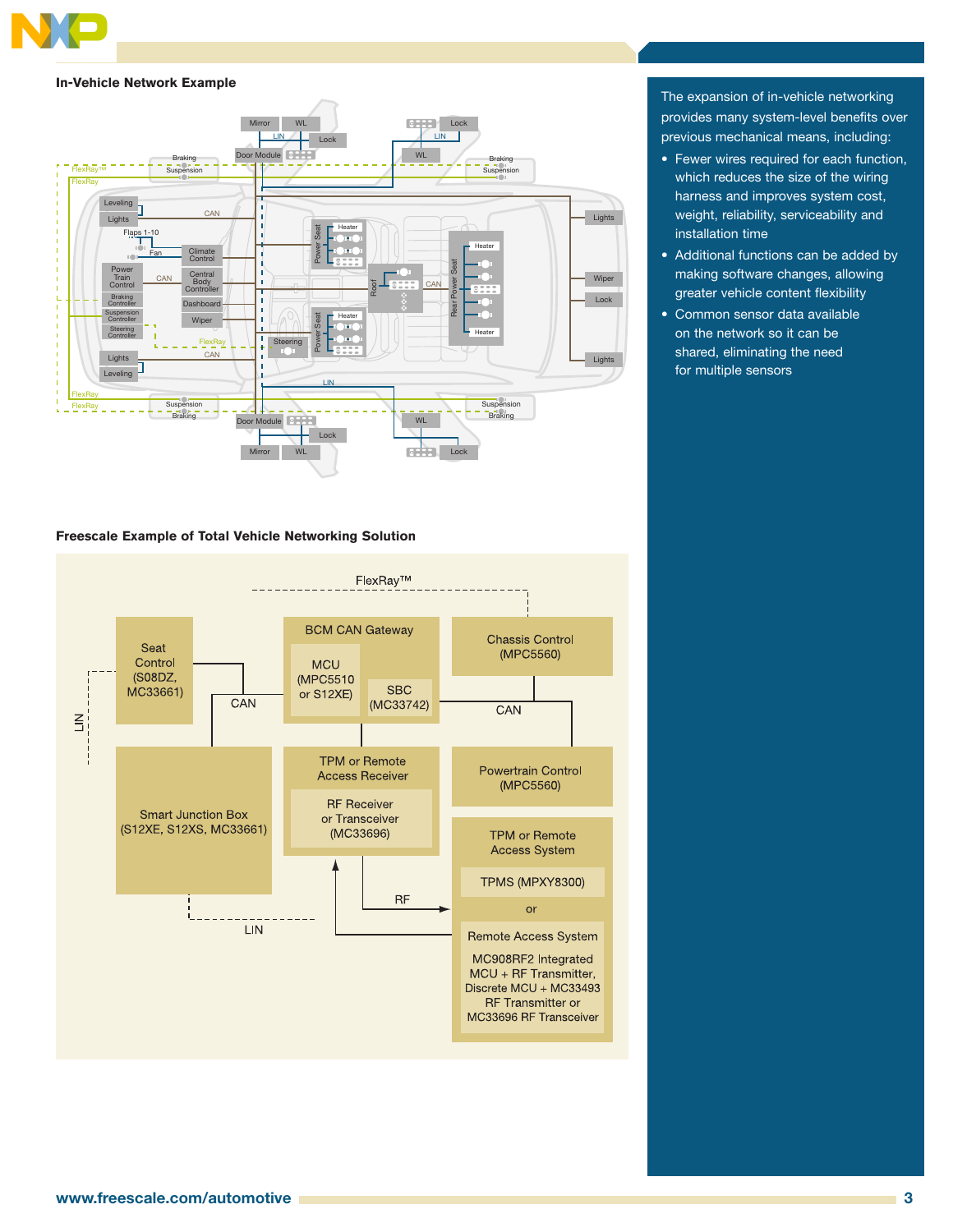## In-Vehicle Network Example

## Freescale Example of Total Vehicle Networking Solution

The expansion of in-vehicle networking provides many system-level benefits over previous mechanical means, including:

- Fewer wires required for each function, which reduces the size of the wiring harness and improves system cost, weight, reliability, serviceability and installation time
- Additional functions can be added by making software changes, allowing greater vehicle content flexibility
- Common sensor data available on the network so it can be shared, eliminating the need for multiple sensors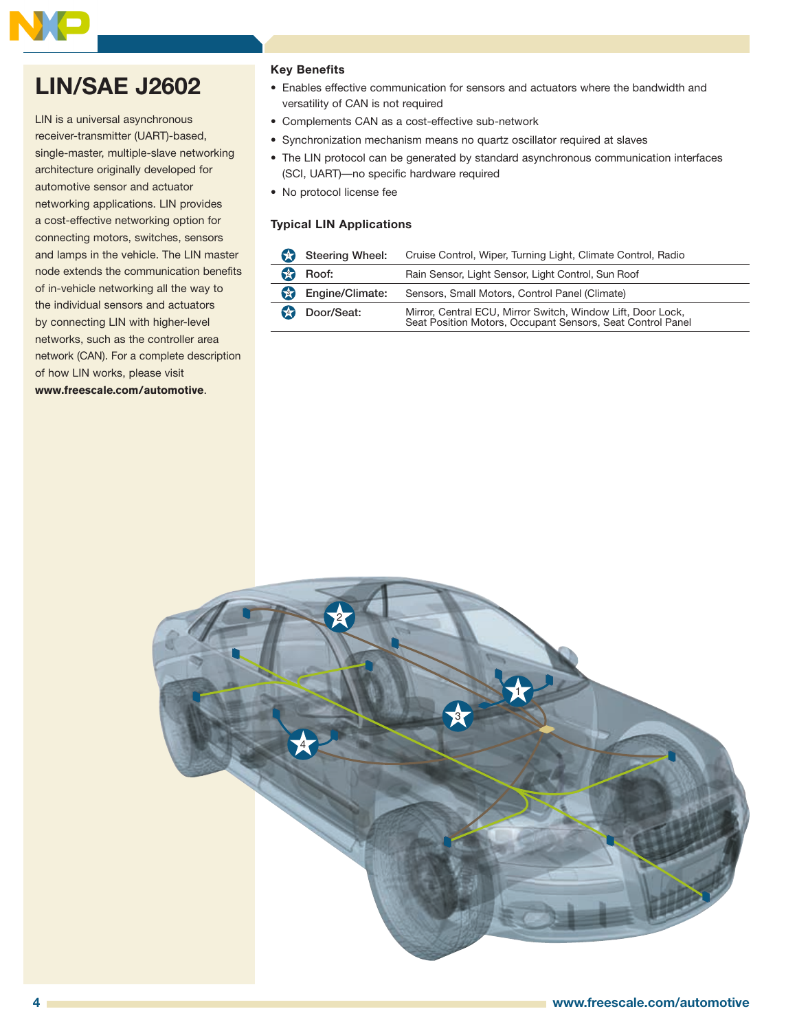# LIN/SAE J2602

LIN is a universal asynchronous receiver-transmitter (UART)-based, single-master, multiple-slave networking architecture originally developed for automotive sensor and actuator networking applications. LIN provides a cost-effective networking option for connecting motors, switches, sensors and lamps in the vehicle. The LIN master node extends the communication benefits of in-vehicle networking all the way to the individual sensors and actuators by connecting LIN with higher-level networks, such as the controller area network (CAN). For a complete description of how LIN works, please visit **www.freescale.com/automotive**.

### Key Benefits

- Enables effective communication for sensors and actuators where the bandwidth and versatility of CAN is not required
- Complements CAN as a cost-effective sub-network
- Synchronization mechanism means no quartz oscillator required at slaves
- The LIN protocol can be generated by standard asynchronous communication interfaces (SCI, UART)—no specific hardware required
- No protocol license fee

### Typical LIN Applications

| # | Location | Applications |
|---|---|---|
| 1 | Steering Wheel: | Cruise Control, Wiper, Turning Light, Climate Control, Radio |
| 2 | Roof: | Rain Sensor, Light Sensor, Light Control, Sun Roof |
| 3 | Engine/Climate: | Sensors, Small Motors, Control Panel (Climate) |
| 4 | Door/Seat: | Mirror, Central ECU, Mirror Switch, Window Lift, Door Lock, Seat Position Motors, Occupant Sensors, Seat Control Panel |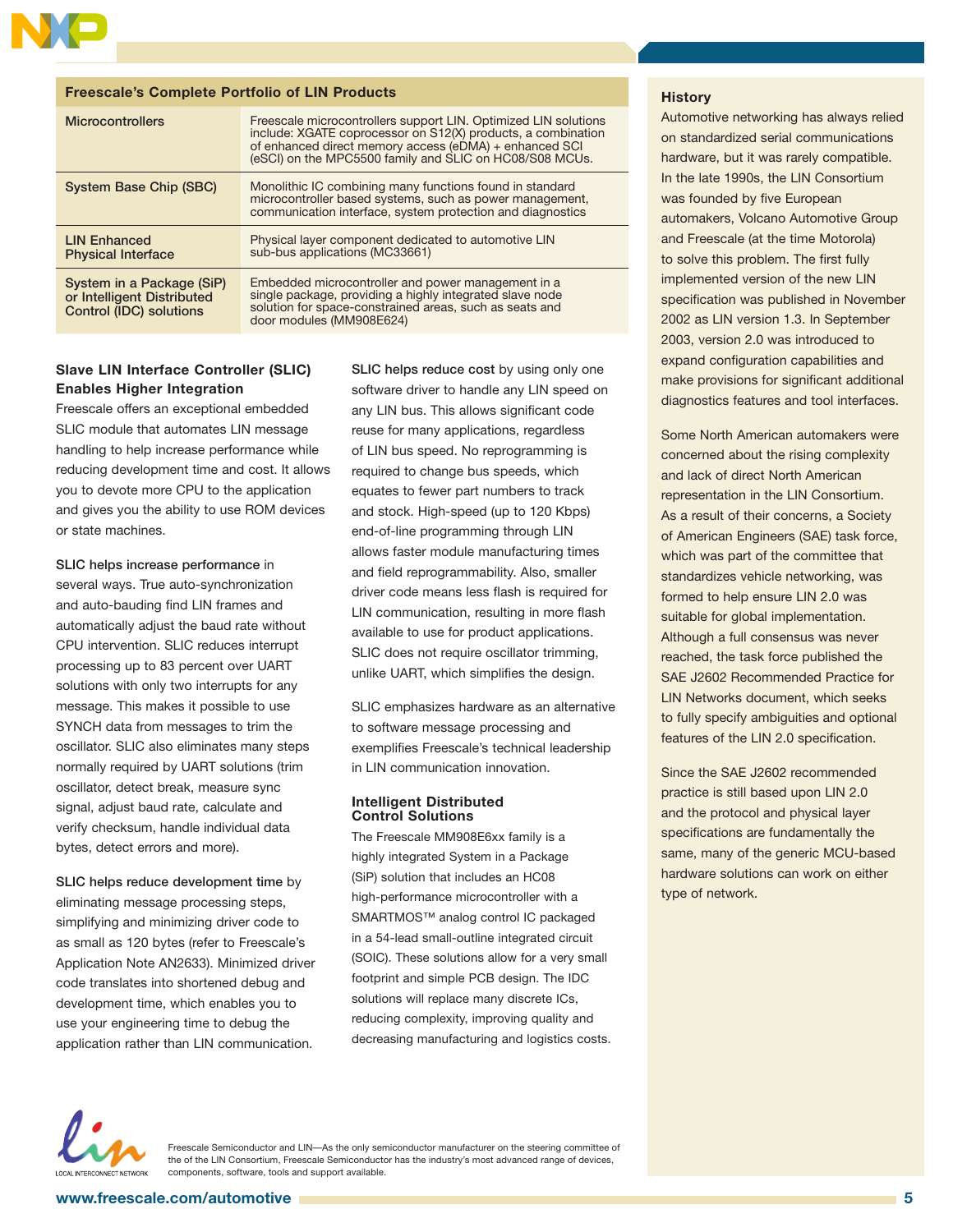## Freescale's Complete Portfolio of LIN Products

| Product | Description |
|---|---|
| Microcontrollers | Freescale microcontrollers support LIN. Optimized LIN solutions include: XGATE coprocessor on S12(X) products, a combination of enhanced direct memory access (eDMA) + enhanced SCI (eSCI) on the MPC5500 family and SLIC on HC08/S08 MCUs. |
| System Base Chip (SBC) | Monolithic IC combining many functions found in standard microcontroller based systems, such as power management, communication interface, system protection and diagnostics |
| LIN Enhanced Physical Interface | Physical layer component dedicated to automotive LIN sub-bus applications (MC33661) |
| System in a Package (SiP) or Intelligent Distributed Control (IDC) solutions | Embedded microcontroller and power management in a single package, providing a highly integrated slave node solution for space-constrained areas, such as seats and door modules (MM908E624) |

### Slave LIN Interface Controller (SLIC) Enables Higher Integration

Freescale offers an exceptional embedded SLIC module that automates LIN message handling to help increase performance while reducing development time and cost. It allows you to devote more CPU to the application and gives you the ability to use ROM devices or state machines.

SLIC helps increase performance in several ways. True auto-synchronization and auto-bauding find LIN frames and automatically adjust the baud rate without CPU intervention. SLIC reduces interrupt processing up to 83 percent over UART solutions with only two interrupts for any message. This makes it possible to use SYNCH data from messages to trim the oscillator. SLIC also eliminates many steps normally required by UART solutions (trim oscillator, detect break, measure sync signal, adjust baud rate, calculate and verify checksum, handle individual data bytes, detect errors and more).

SLIC helps reduce development time by eliminating message processing steps, simplifying and minimizing driver code to as small as 120 bytes (refer to Freescale's Application Note AN2633). Minimized driver code translates into shortened debug and development time, which enables you to use your engineering time to debug the application rather than LIN communication.

SLIC helps reduce cost by using only one software driver to handle any LIN speed on any LIN bus. This allows significant code reuse for many applications, regardless of LIN bus speed. No reprogramming is required to change bus speeds, which equates to fewer part numbers to track and stock. High-speed (up to 120 Kbps) end-of-line programming through LIN allows faster module manufacturing times and field reprogrammability. Also, smaller driver code means less flash is required for LIN communication, resulting in more flash available to use for product applications. SLIC does not require oscillator trimming, unlike UART, which simplifies the design.

SLIC emphasizes hardware as an alternative to software message processing and exemplifies Freescale's technical leadership in LIN communication innovation.

### Intelligent Distributed Control Solutions

The Freescale MM908E6xx family is a highly integrated System in a Package (SiP) solution that includes an HC08 high-performance microcontroller with a SMARTMOS™ analog control IC packaged in a 54-lead small-outline integrated circuit (SOIC). These solutions allow for a very small footprint and simple PCB design. The IDC solutions will replace many discrete ICs, reducing complexity, improving quality and decreasing manufacturing and logistics costs.

### History

Automotive networking has always relied on standardized serial communications hardware, but it was rarely compatible. In the late 1990s, the LIN Consortium was founded by five European automakers, Volcano Automotive Group and Freescale (at the time Motorola) to solve this problem. The first fully implemented version of the new LIN specification was published in November 2002 as LIN version 1.3. In September 2003, version 2.0 was introduced to expand configuration capabilities and make provisions for significant additional diagnostics features and tool interfaces.

Some North American automakers were concerned about the rising complexity and lack of direct North American representation in the LIN Consortium. As a result of their concerns, a Society of American Engineers (SAE) task force, which was part of the committee that standardizes vehicle networking, was formed to help ensure LIN 2.0 was suitable for global implementation. Although a full consensus was never reached, the task force published the SAE J2602 Recommended Practice for LIN Networks document, which seeks to fully specify ambiguities and optional features of the LIN 2.0 specification.

Since the SAE J2602 recommended practice is still based upon LIN 2.0 and the protocol and physical layer specifications are fundamentally the same, many of the generic MCU-based hardware solutions can work on either type of network.

Freescale Semiconductor and LIN—As the only semiconductor manufacturer on the steering committee of the of the LIN Consortium, Freescale Semiconductor has the industry's most advanced range of devices, components, software, tools and support available.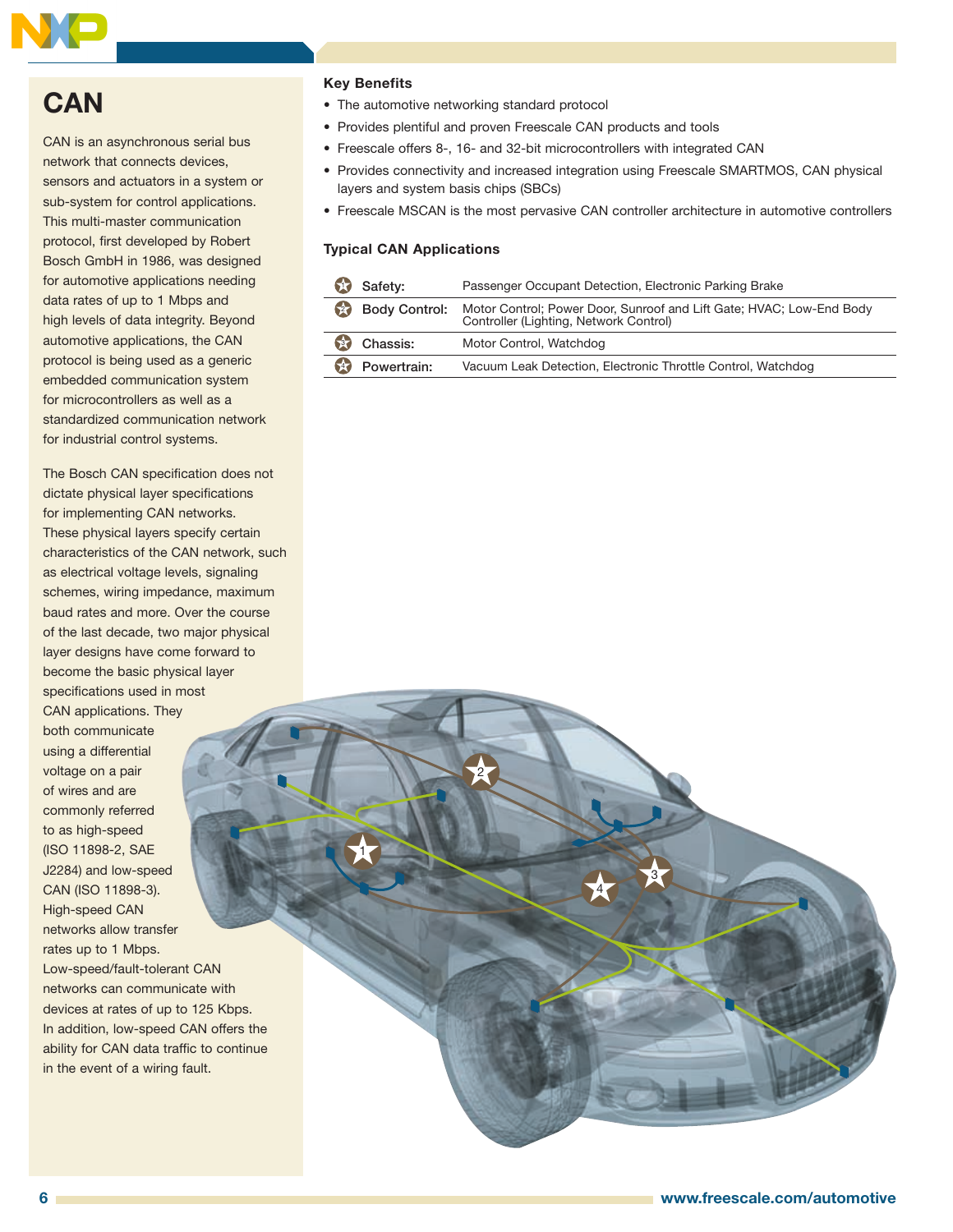# CAN

CAN is an asynchronous serial bus network that connects devices, sensors and actuators in a system or sub-system for control applications. This multi-master communication protocol, first developed by Robert Bosch GmbH in 1986, was designed for automotive applications needing data rates of up to 1 Mbps and high levels of data integrity. Beyond automotive applications, the CAN protocol is being used as a generic embedded communication system for microcontrollers as well as a standardized communication network for industrial control systems.

The Bosch CAN specification does not dictate physical layer specifications for implementing CAN networks. These physical layers specify certain characteristics of the CAN network, such as electrical voltage levels, signaling schemes, wiring impedance, maximum baud rates and more. Over the course of the last decade, two major physical layer designs have come forward to become the basic physical layer specifications used in most CAN applications. They both communicate using a differential voltage on a pair of wires and are commonly referred to as high-speed (ISO 11898-2, SAE J2284) and low-speed CAN (ISO 11898-3). High-speed CAN networks allow transfer rates up to 1 Mbps. Low-speed/fault-tolerant CAN networks can communicate with devices at rates of up to 125 Kbps. In addition, low-speed CAN offers the ability for CAN data traffic to continue in the event of a wiring fault.

**Key Benefits**

- The automotive networking standard protocol
- Provides plentiful and proven Freescale CAN products and tools
- Freescale offers 8-, 16- and 32-bit microcontrollers with integrated CAN
- Provides connectivity and increased integration using Freescale SMARTMOS, CAN physical layers and system basis chips (SBCs)
- Freescale MSCAN is the most pervasive CAN controller architecture in automotive controllers

**Typical CAN Applications**

| | Application | Examples |
|---|---|---|
| 1 | Safety: | Passenger Occupant Detection, Electronic Parking Brake |
| 2 | Body Control: | Motor Control; Power Door, Sunroof and Lift Gate; HVAC; Low-End Body Controller (Lighting, Network Control) |
| 3 | Chassis: | Motor Control, Watchdog |
| 4 | Powertrain: | Vacuum Leak Detection, Electronic Throttle Control, Watchdog |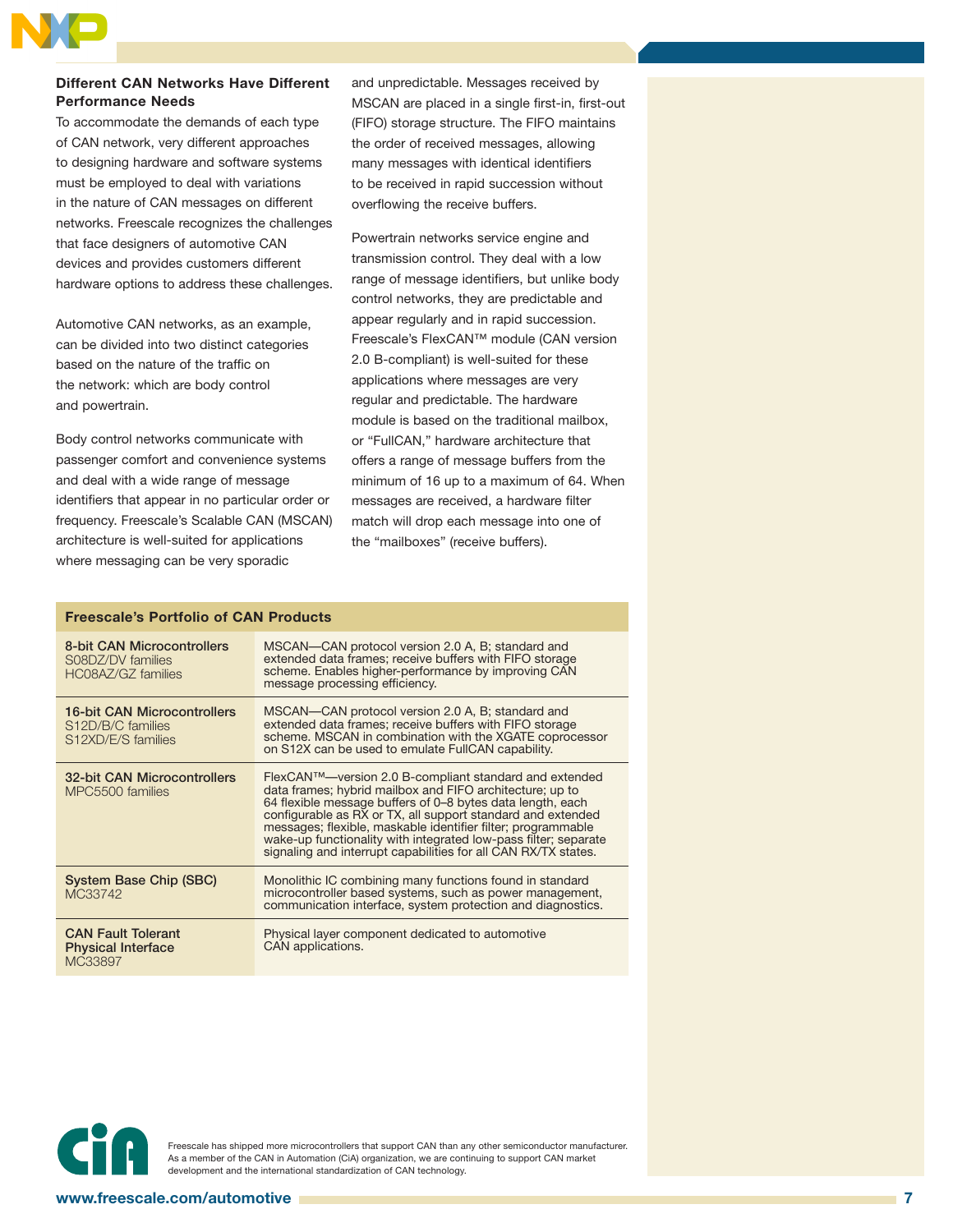### Different CAN Networks Have Different Performance Needs

To accommodate the demands of each type of CAN network, very different approaches to designing hardware and software systems must be employed to deal with variations in the nature of CAN messages on different networks. Freescale recognizes the challenges that face designers of automotive CAN devices and provides customers different hardware options to address these challenges.

Automotive CAN networks, as an example, can be divided into two distinct categories based on the nature of the traffic on the network: which are body control and powertrain.

Body control networks communicate with passenger comfort and convenience systems and deal with a wide range of message identifiers that appear in no particular order or frequency. Freescale's Scalable CAN (MSCAN) architecture is well-suited for applications where messaging can be very sporadic and unpredictable. Messages received by MSCAN are placed in a single first-in, first-out (FIFO) storage structure. The FIFO maintains the order of received messages, allowing many messages with identical identifiers to be received in rapid succession without overflowing the receive buffers.

Powertrain networks service engine and transmission control. They deal with a low range of message identifiers, but unlike body control networks, they are predictable and appear regularly and in rapid succession. Freescale's FlexCAN™ module (CAN version 2.0 B-compliant) is well-suited for these applications where messages are very regular and predictable. The hardware module is based on the traditional mailbox, or "FullCAN," hardware architecture that offers a range of message buffers from the minimum of 16 up to a maximum of 64. When messages are received, a hardware filter match will drop each message into one of the "mailboxes" (receive buffers).

| Freescale's Portfolio of CAN Products | |
|---|---|
| **8-bit CAN Microcontrollers**<br>S08DZ/DV families<br>HC08AZ/GZ families | MSCAN—CAN protocol version 2.0 A, B; standard and extended data frames; receive buffers with FIFO storage scheme. Enables higher-performance by improving CAN message processing efficiency. |
| **16-bit CAN Microcontrollers**<br>S12D/B/C families<br>S12XD/E/S families | MSCAN—CAN protocol version 2.0 A, B; standard and extended data frames; receive buffers with FIFO storage scheme. MSCAN in combination with the XGATE coprocessor on S12X can be used to emulate FullCAN capability. |
| **32-bit CAN Microcontrollers**<br>MPC5500 families | FlexCAN™—version 2.0 B-compliant standard and extended data frames; hybrid mailbox and FIFO architecture; up to 64 flexible message buffers of 0–8 bytes data length, each configurable as RX or TX, all support standard and extended messages; flexible, maskable identifier filter; programmable wake-up functionality with integrated low-pass filter; separate signaling and interrupt capabilities for all CAN RX/TX states. |
| **System Base Chip (SBC)**<br>MC33742 | Monolithic IC combining many functions found in standard microcontroller based systems, such as power management, communication interface, system protection and diagnostics. |
| **CAN Fault Tolerant Physical Interface**<br>MC33897 | Physical layer component dedicated to automotive CAN applications. |

Freescale has shipped more microcontrollers that support CAN than any other semiconductor manufacturer. As a member of the CAN in Automation (CiA) organization, we are continuing to support CAN market development and the international standardization of CAN technology.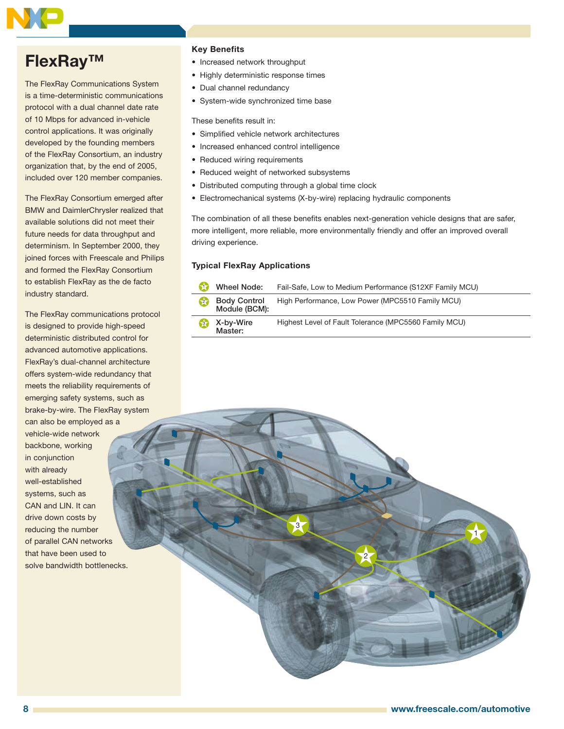# FlexRay™

The FlexRay Communications System is a time-deterministic communications protocol with a dual channel date rate of 10 Mbps for advanced in-vehicle control applications. It was originally developed by the founding members of the FlexRay Consortium, an industry organization that, by the end of 2005, included over 120 member companies.

The FlexRay Consortium emerged after BMW and DaimlerChrysler realized that available solutions did not meet their future needs for data throughput and determinism. In September 2000, they joined forces with Freescale and Philips and formed the FlexRay Consortium to establish FlexRay as the de facto industry standard.

The FlexRay communications protocol is designed to provide high-speed deterministic distributed control for advanced automotive applications. FlexRay's dual-channel architecture offers system-wide redundancy that meets the reliability requirements of emerging safety systems, such as brake-by-wire. The FlexRay system can also be employed as a vehicle-wide network backbone, working in conjunction with already well-established systems, such as CAN and LIN. It can drive down costs by reducing the number of parallel CAN networks that have been used to solve bandwidth bottlenecks.

**Key Benefits**

- Increased network throughput
- Highly deterministic response times
- Dual channel redundancy
- System-wide synchronized time base

These benefits result in:

- Simplified vehicle network architectures
- Increased enhanced control intelligence
- Reduced wiring requirements
- Reduced weight of networked subsystems
- Distributed computing through a global time clock
- Electromechanical systems (X-by-wire) replacing hydraulic components

The combination of all these benefits enables next-generation vehicle designs that are safer, more intelligent, more reliable, more environmentally friendly and offer an improved overall driving experience.

**Typical FlexRay Applications**

| | | |
|---|---|---|
| 1 | **Wheel Node:** | Fail-Safe, Low to Medium Performance (S12XF Family MCU) |
| 2 | **Body Control Module (BCM):** | High Performance, Low Power (MPC5510 Family MCU) |
| 3 | **X-by-Wire Master:** | Highest Level of Fault Tolerance (MPC5560 Family MCU) |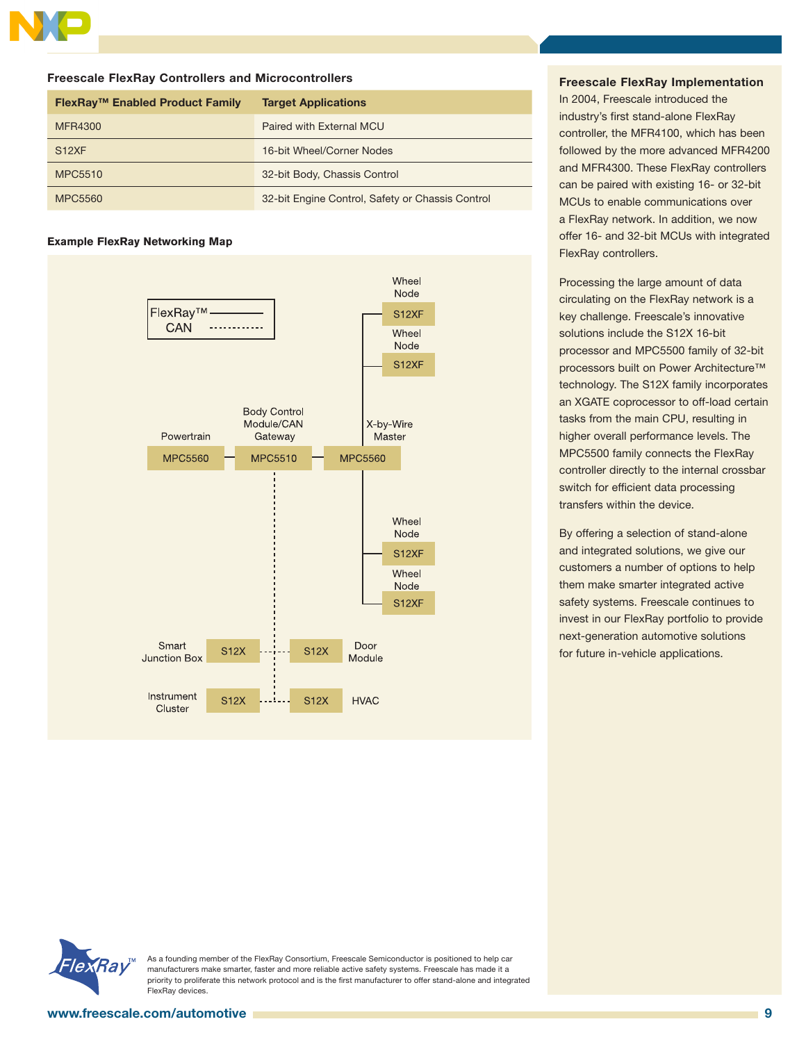### Freescale FlexRay Controllers and Microcontrollers

| FlexRay™ Enabled Product Family | Target Applications |
| --- | --- |
| MFR4300 | Paired with External MCU |
| S12XF | 16-bit Wheel/Corner Nodes |
| MPC5510 | 32-bit Body, Chassis Control |
| MPC5560 | 32-bit Engine Control, Safety or Chassis Control |

### Example FlexRay Networking Map

FlexRay™ ———
CAN - - - - -

Wheel Node S12XF
Wheel Node S12XF
Powertrain MPC5560
Body Control Module/CAN Gateway MPC5510
X-by-Wire Master MPC5560
Wheel Node S12XF
Wheel Node S12XF
Smart Junction Box S12X
Door Module S12X
Instrument Cluster S12X
HVAC S12X

### Freescale FlexRay Implementation

In 2004, Freescale introduced the industry's first stand-alone FlexRay controller, the MFR4100, which has been followed by the more advanced MFR4200 and MFR4300. These FlexRay controllers can be paired with existing 16- or 32-bit MCUs to enable communications over a FlexRay network. In addition, we now offer 16- and 32-bit MCUs with integrated FlexRay controllers.

Processing the large amount of data circulating on the FlexRay network is a key challenge. Freescale's innovative solutions include the S12X 16-bit processor and MPC5500 family of 32-bit processors built on Power Architecture™ technology. The S12X family incorporates an XGATE coprocessor to off-load certain tasks from the main CPU, resulting in higher overall performance levels. The MPC5500 family connects the FlexRay controller directly to the internal crossbar switch for efficient data processing transfers within the device.

By offering a selection of stand-alone and integrated solutions, we give our customers a number of options to help them make smarter integrated active safety systems. Freescale continues to invest in our FlexRay portfolio to provide next-generation automotive solutions for future in-vehicle applications.

As a founding member of the FlexRay Consortium, Freescale Semiconductor is positioned to help car manufacturers make smarter, faster and more reliable active safety systems. Freescale has made it a priority to proliferate this network protocol and is the first manufacturer to offer stand-alone and integrated FlexRay devices.

www.freescale.com/automotive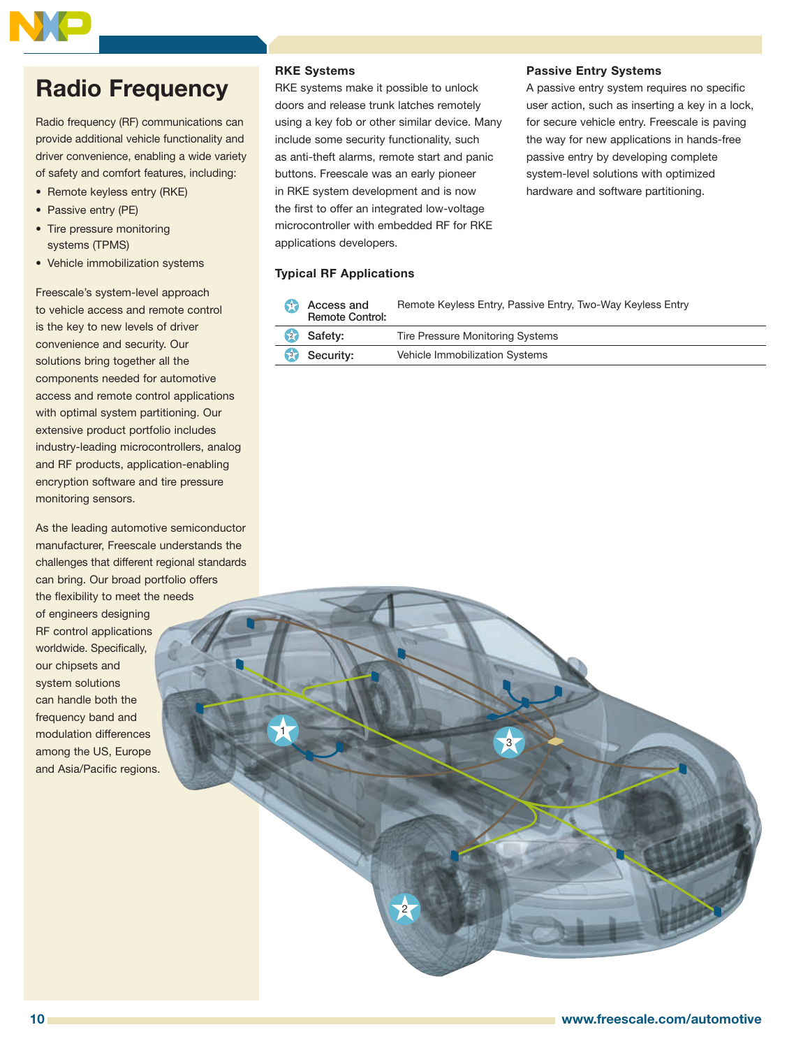# Radio Frequency

Radio frequency (RF) communications can provide additional vehicle functionality and driver convenience, enabling a wide variety of safety and comfort features, including:

- Remote keyless entry (RKE)
- Passive entry (PE)
- Tire pressure monitoring systems (TPMS)
- Vehicle immobilization systems

Freescale's system-level approach to vehicle access and remote control is the key to new levels of driver convenience and security. Our solutions bring together all the components needed for automotive access and remote control applications with optimal system partitioning. Our extensive product portfolio includes industry-leading microcontrollers, analog and RF products, application-enabling encryption software and tire pressure monitoring sensors.

As the leading automotive semiconductor manufacturer, Freescale understands the challenges that different regional standards can bring. Our broad portfolio offers the flexibility to meet the needs of engineers designing RF control applications worldwide. Specifically, our chipsets and system solutions can handle both the frequency band and modulation differences among the US, Europe and Asia/Pacific regions.

### RKE Systems

RKE systems make it possible to unlock doors and release trunk latches remotely using a key fob or other similar device. Many include some security functionality, such as anti-theft alarms, remote start and panic buttons. Freescale was an early pioneer in RKE system development and is now the first to offer an integrated low-voltage microcontroller with embedded RF for RKE applications developers.

### Passive Entry Systems

A passive entry system requires no specific user action, such as inserting a key in a lock, for secure vehicle entry. Freescale is paving the way for new applications in hands-free passive entry by developing complete system-level solutions with optimized hardware and software partitioning.

### Typical RF Applications

| # | Application | Systems |
|---|---|---|
| 1 | Access and Remote Control: | Remote Keyless Entry, Passive Entry, Two-Way Keyless Entry |
| 2 | Safety: | Tire Pressure Monitoring Systems |
| 3 | Security: | Vehicle Immobilization Systems |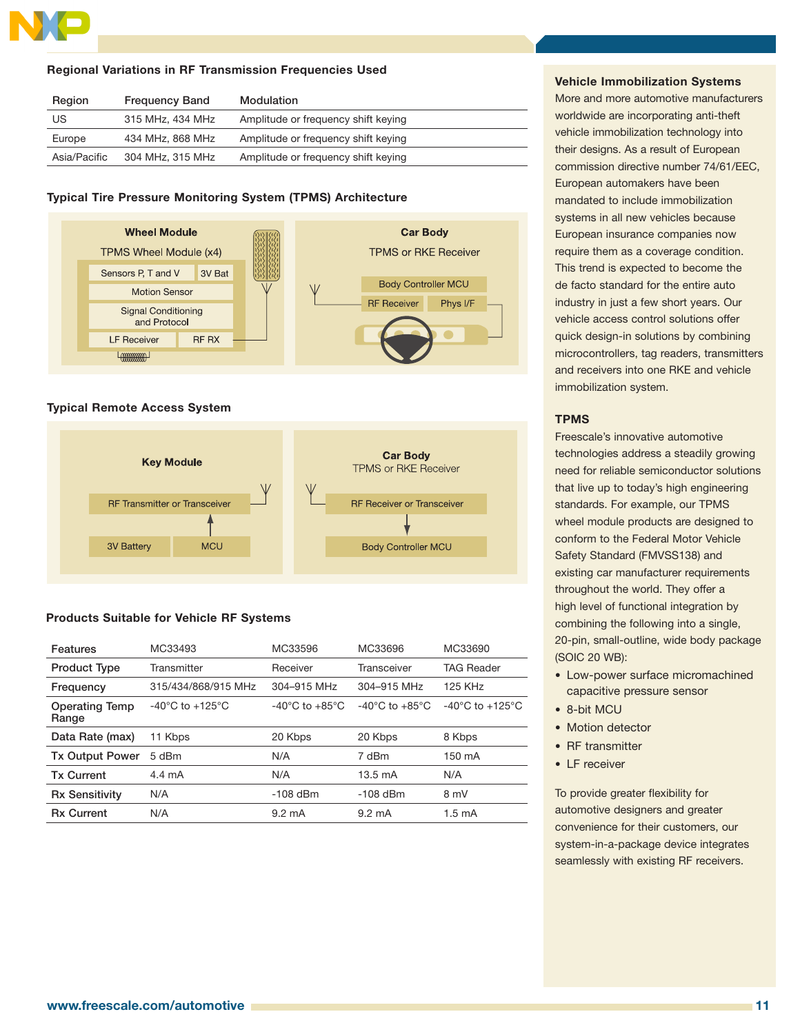## Regional Variations in RF Transmission Frequencies Used

| Region | Frequency Band | Modulation |
|---|---|---|
| US | 315 MHz, 434 MHz | Amplitude or frequency shift keying |
| Europe | 434 MHz, 868 MHz | Amplitude or frequency shift keying |
| Asia/Pacific | 304 MHz, 315 MHz | Amplitude or frequency shift keying |

## Typical Tire Pressure Monitoring System (TPMS) Architecture

**Wheel Module**

TPMS Wheel Module (x4)

- Sensors P, T and V
- 3V Bat
- Motion Sensor
- Signal Conditioning and Protocol
- LF Receiver
- RF RX

**Car Body**

TPMS or RKE Receiver

- Body Controller MCU
- RF Receiver
- Phys I/F

## Typical Remote Access System

**Key Module**

- RF Transmitter or Transceiver
- 3V Battery
- MCU

**Car Body**

TPMS or RKE Receiver

- RF Receiver or Transceiver
- Body Controller MCU

## Products Suitable for Vehicle RF Systems

| Features | MC33493 | MC33596 | MC33696 | MC33690 |
|---|---|---|---|---|
| Product Type | Transmitter | Receiver | Transceiver | TAG Reader |
| Frequency | 315/434/868/915 MHz | 304–915 MHz | 304–915 MHz | 125 KHz |
| Operating Temp Range | -40°C to +125°C | -40°C to +85°C | -40°C to +85°C | -40°C to +125°C |
| Data Rate (max) | 11 Kbps | 20 Kbps | 20 Kbps | 8 Kbps |
| Tx Output Power | 5 dBm | N/A | 7 dBm | 150 mA |
| Tx Current | 4.4 mA | N/A | 13.5 mA | N/A |
| Rx Sensitivity | N/A | -108 dBm | -108 dBm | 8 mV |
| Rx Current | N/A | 9.2 mA | 9.2 mA | 1.5 mA |

### Vehicle Immobilization Systems

More and more automotive manufacturers worldwide are incorporating anti-theft vehicle immobilization technology into their designs. As a result of European commission directive number 74/61/EEC, European automakers have been mandated to include immobilization systems in all new vehicles because European insurance companies now require them as a coverage condition. This trend is expected to become the de facto standard for the entire auto industry in just a few short years. Our vehicle access control solutions offer quick design-in solutions by combining microcontrollers, tag readers, transmitters and receivers into one RKE and vehicle immobilization system.

### TPMS

Freescale's innovative automotive technologies address a steadily growing need for reliable semiconductor solutions that live up to today's high engineering standards. For example, our TPMS wheel module products are designed to conform to the Federal Motor Vehicle Safety Standard (FMVSS138) and existing car manufacturer requirements throughout the world. They offer a high level of functional integration by combining the following into a single, 20-pin, small-outline, wide body package (SOIC 20 WB):

- Low-power surface micromachined capacitive pressure sensor
- 8-bit MCU
- Motion detector
- RF transmitter
- LF receiver

To provide greater flexibility for automotive designers and greater convenience for their customers, our system-in-a-package device integrates seamlessly with existing RF receivers.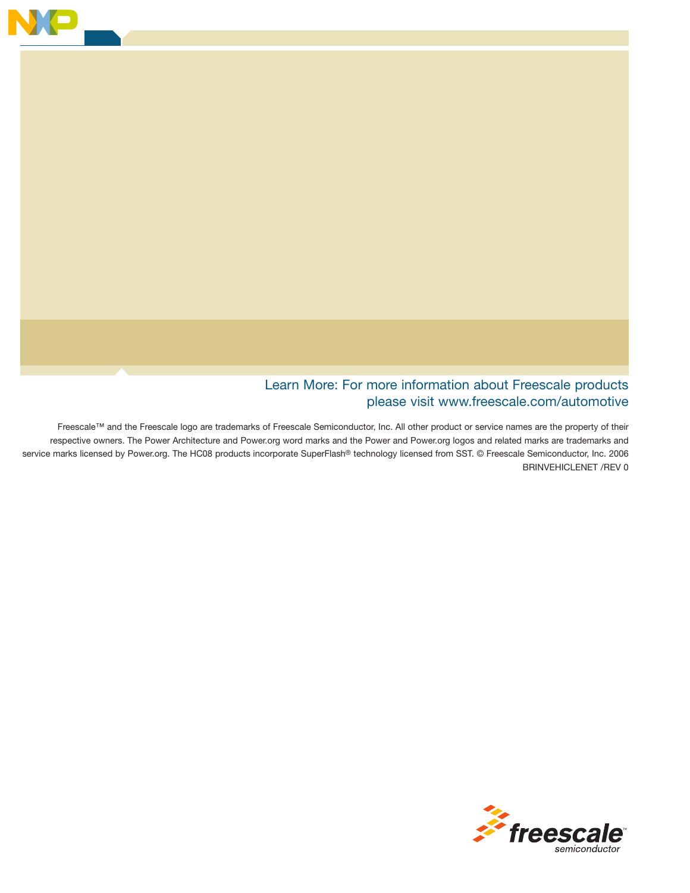Learn More: For more information about Freescale products please visit www.freescale.com/automotive

Freescale™ and the Freescale logo are trademarks of Freescale Semiconductor, Inc. All other product or service names are the property of their respective owners. The Power Architecture and Power.org word marks and the Power and Power.org logos and related marks are trademarks and service marks licensed by Power.org. The HC08 products incorporate SuperFlash® technology licensed from SST. © Freescale Semiconductor, Inc. 2006

BRINVEHICLENET /REV 0